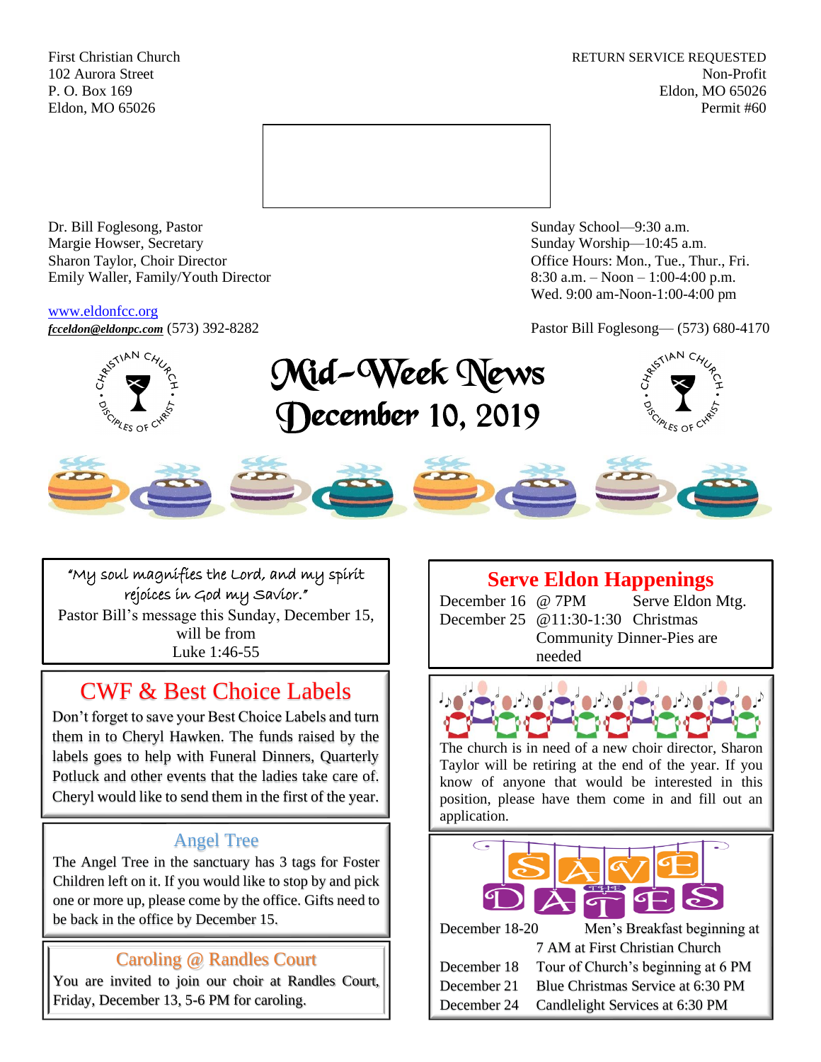First Christian Church
102 Aurora Street
P. O. Box 169
Eldon, MO 65026

RETURN SERVICE REQUESTED
Non-Profit
Eldon, MO 65026
Permit #60

Dr. Bill Foglesong, Pastor
Margie Howser, Secretary
Sharon Taylor, Choir Director
Emily Waller, Family/Youth Director

www.eldonfcc.org
*fcceldon@eldonpc.com* (573) 392-8282

Sunday School—9:30 a.m.
Sunday Worship—10:45 a.m.
Office Hours: Mon., Tue., Thur., Fri.
8:30 a.m. – Noon – 1:00-4:00 p.m.
Wed. 9:00 am-Noon-1:00-4:00 pm

Pastor Bill Foglesong— (573) 680-4170

# Mid-Week News
# December 10, 2019

"My soul magnifies the Lord, and my spirit rejoices in God my Savior."
Pastor Bill's message this Sunday, December 15, will be from
Luke 1:46-55

## CWF & Best Choice Labels

Don't forget to save your Best Choice Labels and turn them in to Cheryl Hawken. The funds raised by the labels goes to help with Funeral Dinners, Quarterly Potluck and other events that the ladies take care of. Cheryl would like to send them in the first of the year.

## Angel Tree

The Angel Tree in the sanctuary has 3 tags for Foster Children left on it. If you would like to stop by and pick one or more up, please come by the office. Gifts need to be back in the office by December 15.

## Caroling @ Randles Court

You are invited to join our choir at Randles Court, Friday, December 13, 5-6 PM for caroling.

## Serve Eldon Happenings

December 16 @ 7PM Serve Eldon Mtg.
December 25 @11:30-1:30 Christmas Community Dinner-Pies are needed

The church is in need of a new choir director, Sharon Taylor will be retiring at the end of the year. If you know of anyone that would be interested in this position, please have them come in and fill out an application.

## SAVE THE DATES

December 18-20 Men's Breakfast beginning at 7 AM at First Christian Church
December 18 Tour of Church's beginning at 6 PM
December 21 Blue Christmas Service at 6:30 PM
December 24 Candlelight Services at 6:30 PM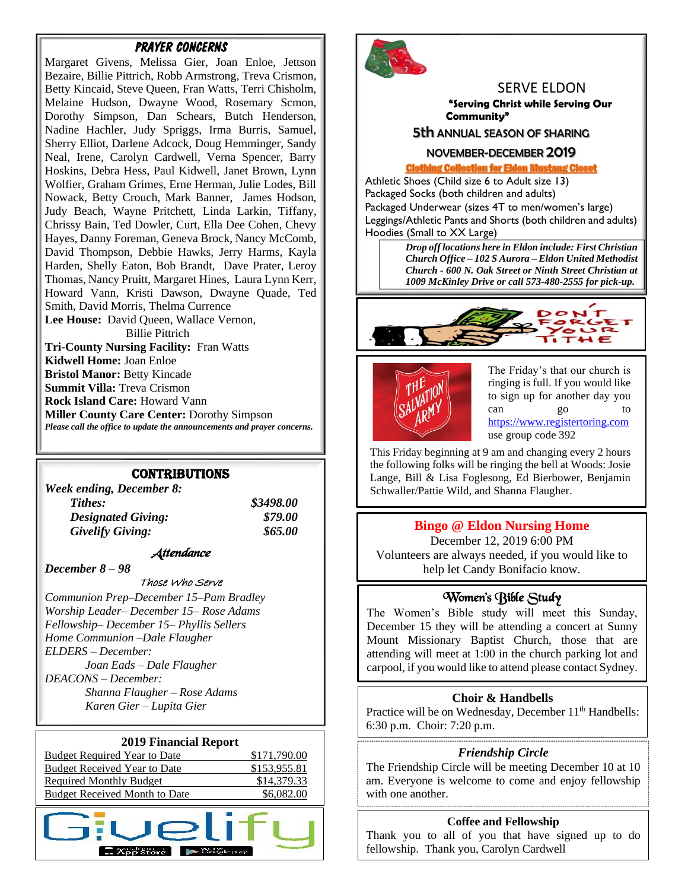## PRAYER CONCERNS

Margaret Givens, Melissa Gier, Joan Enloe, Jettson Bezaire, Billie Pittrich, Robb Armstrong, Treva Crismon, Betty Kincaid, Steve Queen, Fran Watts, Terri Chisholm, Melaine Hudson, Dwayne Wood, Rosemary Scmon, Dorothy Simpson, Dan Schears, Butch Henderson, Nadine Hachler, Judy Spriggs, Irma Burris, Samuel, Sherry Elliot, Darlene Adcock, Doug Hemminger, Sandy Neal, Irene, Carolyn Cardwell, Verna Spencer, Barry Hoskins, Debra Hess, Paul Kidwell, Janet Brown, Lynn Wolfier, Graham Grimes, Erne Herman, Julie Lodes, Bill Nowack, Betty Crouch, Mark Banner, James Hodson, Judy Beach, Wayne Pritchett, Linda Larkin, Tiffany, Chrissy Bain, Ted Dowler, Curt, Ella Dee Cohen, Chevy Hayes, Danny Foreman, Geneva Brock, Nancy McComb, David Thompson, Debbie Hawks, Jerry Harms, Kayla Harden, Shelly Eaton, Bob Brandt, Dave Prater, Leroy Thomas, Nancy Pruitt, Margaret Hines, Laura Lynn Kerr, Howard Vann, Kristi Dawson, Dwayne Quade, Ted Smith, David Morris, Thelma Currence

**Lee House:** David Queen, Wallace Vernon, Billie Pittrich
**Tri-County Nursing Facility:** Fran Watts
**Kidwell Home:** Joan Enloe
**Bristol Manor:** Betty Kincade
**Summit Villa:** Treva Crismon
**Rock Island Care:** Howard Vann
**Miller County Care Center:** Dorothy Simpson

***Please call the office to update the announcements and prayer concerns.***

## CONTRIBUTIONS

***Week ending, December 8:***

| | |
|---|---|
| ***Tithes:*** | ***$3498.00*** |
| ***Designated Giving:*** | ***$79.00*** |
| ***Givelify Giving:*** | ***$65.00*** |

### *Attendance*

***December 8 – 98***

*Those Who Serve*

*Communion Prep–December 15–Pam Bradley*
*Worship Leader– December 15– Rose Adams*
*Fellowship– December 15– Phyllis Sellers*
*Home Communion –Dale Flaugher*
*ELDERS – December:*
*Joan Eads – Dale Flaugher*
*DEACONS – December:*
*Shanna Flaugher – Rose Adams*
*Karen Gier – Lupita Gier*

## 2019 Financial Report

| | |
|---|---|
| Budget Required Year to Date | $171,790.00 |
| Budget Received Year to Date | $153,955.81 |
| Required Monthly Budget | $14,379.33 |
| Budget Received Month to Date | $6,082.00 |

Givelify

## SERVE ELDON

**"Serving Christ while Serving Our Community"**

**5th ANNUAL SEASON OF SHARING**

**NOVEMBER-DECEMBER 2019**

**Clothing Collection for Eldon Mustang Closet**

Athletic Shoes (Child size 6 to Adult size 13)
Packaged Socks (both children and adults)
Packaged Underwear (sizes 4T to men/women's large)
Leggings/Athletic Pants and Shorts (both children and adults)
Hoodies (Small to XX Large)

***Drop off locations here in Eldon include: First Christian Church Office – 102 S Aurora – Eldon United Methodist Church - 600 N. Oak Street or Ninth Street Christian at 1009 McKinley Drive or call 573-480-2555 for pick-up.***

DON'T FORGET YOUR TITHE

THE SALVATION ARMY

The Friday's that our church is ringing is full. If you would like to sign up for another day you can go to https://www.registertoring.com use group code 392

This Friday beginning at 9 am and changing every 2 hours the following folks will be ringing the bell at Woods: Josie Lange, Bill & Lisa Foglesong, Ed Bierbower, Benjamin Schwaller/Pattie Wild, and Shanna Flaugher.

## Bingo @ Eldon Nursing Home

December 12, 2019 6:00 PM
Volunteers are always needed, if you would like to help let Candy Bonifacio know.

## Women's Bible Study

The Women's Bible study will meet this Sunday, December 15 they will be attending a concert at Sunny Mount Missionary Baptist Church, those that are attending will meet at 1:00 in the church parking lot and carpool, if you would like to attend please contact Sydney.

## Choir & Handbells

Practice will be on Wednesday, December 11th Handbells: 6:30 p.m. Choir: 7:20 p.m.

## *Friendship Circle*

The Friendship Circle will be meeting December 10 at 10 am. Everyone is welcome to come and enjoy fellowship with one another.

## Coffee and Fellowship

Thank you to all of you that have signed up to do fellowship. Thank you, Carolyn Cardwell